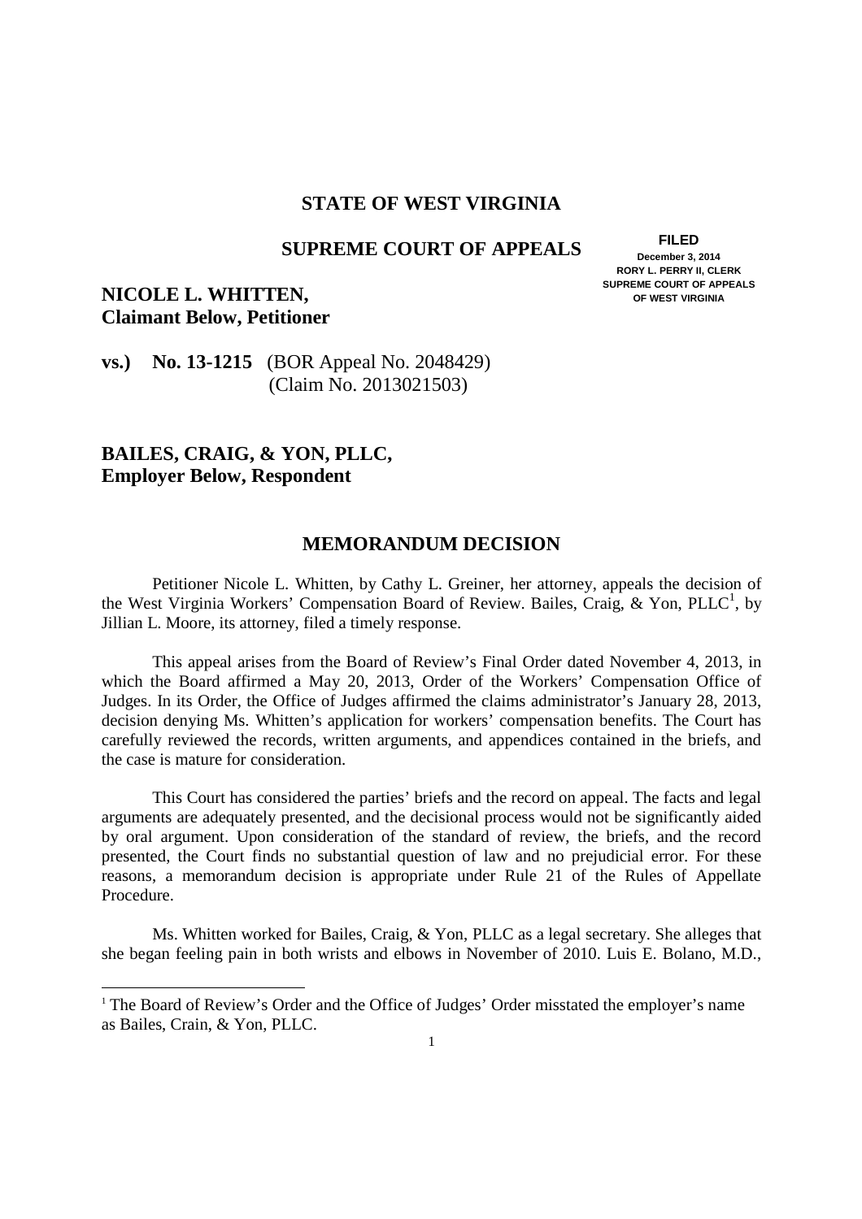**STATE OF WEST VIRGINIA**

**SUPREME COURT OF APPEALS**

**FILED**
**December 3, 2014**
**RORY L. PERRY II, CLERK**
**SUPREME COURT OF APPEALS**
**OF WEST VIRGINIA**

**NICOLE L. WHITTEN,**
**Claimant Below, Petitioner**

**vs.) No. 13-1215** (BOR Appeal No. 2048429)
(Claim No. 2013021503)

**BAILES, CRAIG, & YON, PLLC,**
**Employer Below, Respondent**

## MEMORANDUM DECISION

Petitioner Nicole L. Whitten, by Cathy L. Greiner, her attorney, appeals the decision of the West Virginia Workers' Compensation Board of Review. Bailes, Craig, & Yon, PLLC[1], by Jillian L. Moore, its attorney, filed a timely response.

This appeal arises from the Board of Review's Final Order dated November 4, 2013, in which the Board affirmed a May 20, 2013, Order of the Workers' Compensation Office of Judges. In its Order, the Office of Judges affirmed the claims administrator's January 28, 2013, decision denying Ms. Whitten's application for workers' compensation benefits. The Court has carefully reviewed the records, written arguments, and appendices contained in the briefs, and the case is mature for consideration.

This Court has considered the parties' briefs and the record on appeal. The facts and legal arguments are adequately presented, and the decisional process would not be significantly aided by oral argument. Upon consideration of the standard of review, the briefs, and the record presented, the Court finds no substantial question of law and no prejudicial error. For these reasons, a memorandum decision is appropriate under Rule 21 of the Rules of Appellate Procedure.

Ms. Whitten worked for Bailes, Craig, & Yon, PLLC as a legal secretary. She alleges that she began feeling pain in both wrists and elbows in November of 2010. Luis E. Bolano, M.D.,

[1] The Board of Review's Order and the Office of Judges' Order misstated the employer's name as Bailes, Crain, & Yon, PLLC.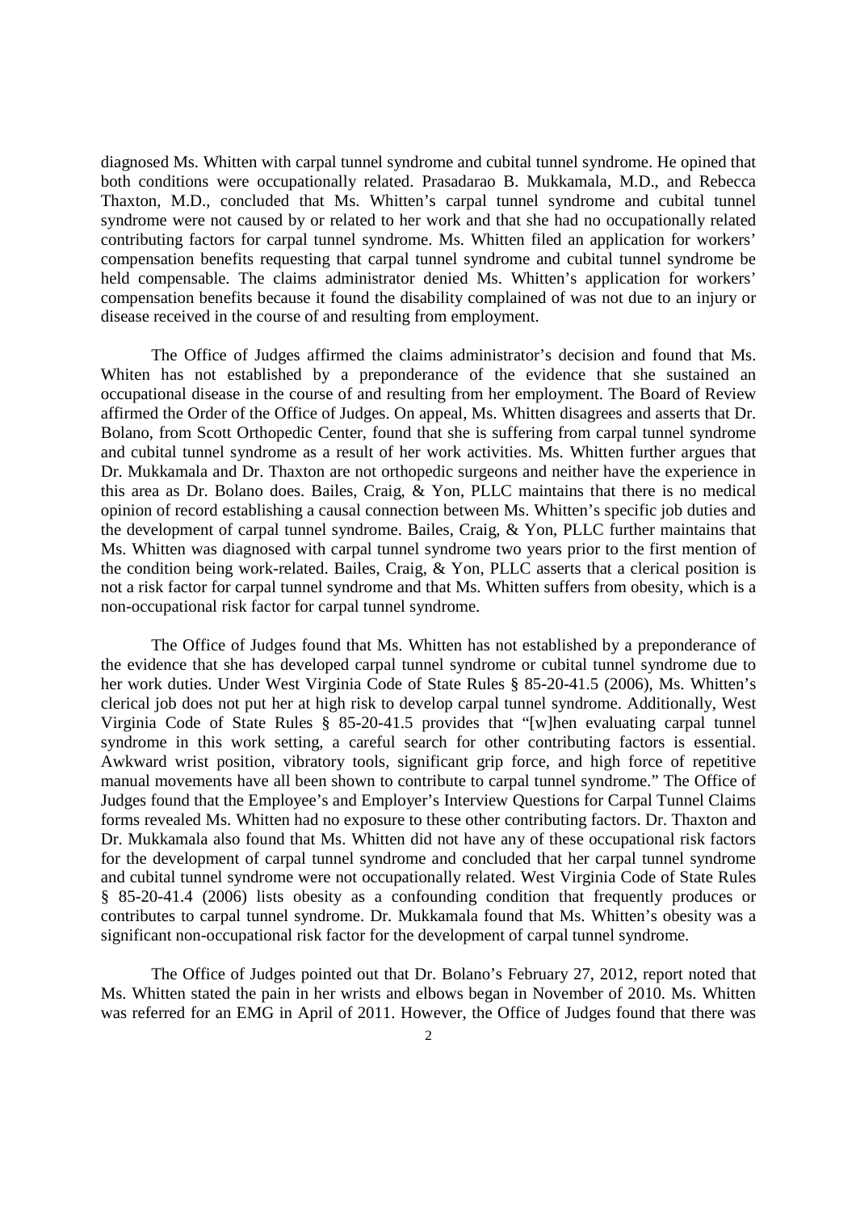diagnosed Ms. Whitten with carpal tunnel syndrome and cubital tunnel syndrome. He opined that both conditions were occupationally related. Prasadarao B. Mukkamala, M.D., and Rebecca Thaxton, M.D., concluded that Ms. Whitten's carpal tunnel syndrome and cubital tunnel syndrome were not caused by or related to her work and that she had no occupationally related contributing factors for carpal tunnel syndrome. Ms. Whitten filed an application for workers' compensation benefits requesting that carpal tunnel syndrome and cubital tunnel syndrome be held compensable. The claims administrator denied Ms. Whitten's application for workers' compensation benefits because it found the disability complained of was not due to an injury or disease received in the course of and resulting from employment.

The Office of Judges affirmed the claims administrator's decision and found that Ms. Whiten has not established by a preponderance of the evidence that she sustained an occupational disease in the course of and resulting from her employment. The Board of Review affirmed the Order of the Office of Judges. On appeal, Ms. Whitten disagrees and asserts that Dr. Bolano, from Scott Orthopedic Center, found that she is suffering from carpal tunnel syndrome and cubital tunnel syndrome as a result of her work activities. Ms. Whitten further argues that Dr. Mukkamala and Dr. Thaxton are not orthopedic surgeons and neither have the experience in this area as Dr. Bolano does. Bailes, Craig, & Yon, PLLC maintains that there is no medical opinion of record establishing a causal connection between Ms. Whitten's specific job duties and the development of carpal tunnel syndrome. Bailes, Craig, & Yon, PLLC further maintains that Ms. Whitten was diagnosed with carpal tunnel syndrome two years prior to the first mention of the condition being work-related. Bailes, Craig, & Yon, PLLC asserts that a clerical position is not a risk factor for carpal tunnel syndrome and that Ms. Whitten suffers from obesity, which is a non-occupational risk factor for carpal tunnel syndrome.

The Office of Judges found that Ms. Whitten has not established by a preponderance of the evidence that she has developed carpal tunnel syndrome or cubital tunnel syndrome due to her work duties. Under West Virginia Code of State Rules § 85-20-41.5 (2006), Ms. Whitten's clerical job does not put her at high risk to develop carpal tunnel syndrome. Additionally, West Virginia Code of State Rules § 85-20-41.5 provides that "[w]hen evaluating carpal tunnel syndrome in this work setting, a careful search for other contributing factors is essential. Awkward wrist position, vibratory tools, significant grip force, and high force of repetitive manual movements have all been shown to contribute to carpal tunnel syndrome." The Office of Judges found that the Employee's and Employer's Interview Questions for Carpal Tunnel Claims forms revealed Ms. Whitten had no exposure to these other contributing factors. Dr. Thaxton and Dr. Mukkamala also found that Ms. Whitten did not have any of these occupational risk factors for the development of carpal tunnel syndrome and concluded that her carpal tunnel syndrome and cubital tunnel syndrome were not occupationally related. West Virginia Code of State Rules § 85-20-41.4 (2006) lists obesity as a confounding condition that frequently produces or contributes to carpal tunnel syndrome. Dr. Mukkamala found that Ms. Whitten's obesity was a significant non-occupational risk factor for the development of carpal tunnel syndrome.

The Office of Judges pointed out that Dr. Bolano's February 27, 2012, report noted that Ms. Whitten stated the pain in her wrists and elbows began in November of 2010. Ms. Whitten was referred for an EMG in April of 2011. However, the Office of Judges found that there was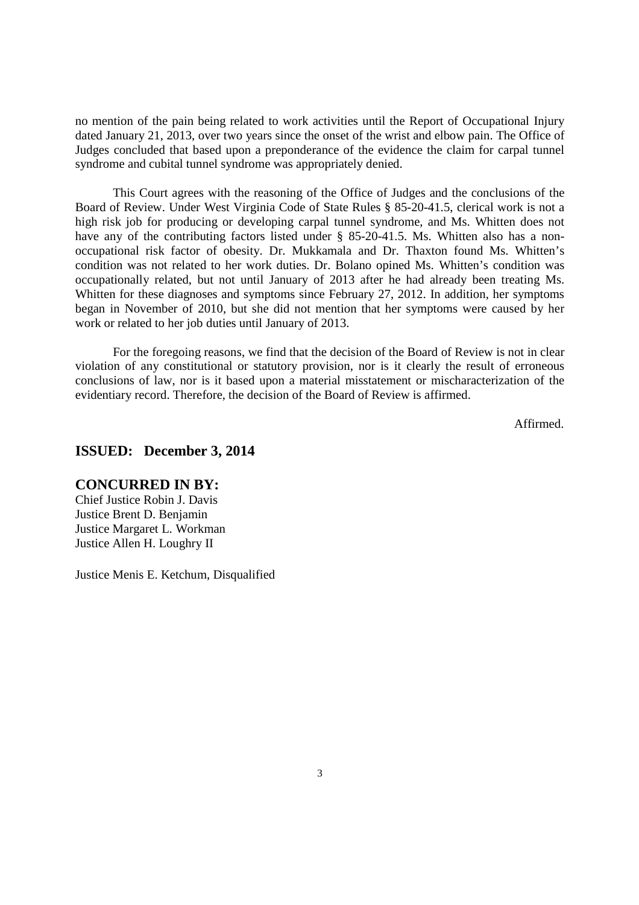no mention of the pain being related to work activities until the Report of Occupational Injury dated January 21, 2013, over two years since the onset of the wrist and elbow pain. The Office of Judges concluded that based upon a preponderance of the evidence the claim for carpal tunnel syndrome and cubital tunnel syndrome was appropriately denied.

This Court agrees with the reasoning of the Office of Judges and the conclusions of the Board of Review. Under West Virginia Code of State Rules § 85-20-41.5, clerical work is not a high risk job for producing or developing carpal tunnel syndrome, and Ms. Whitten does not have any of the contributing factors listed under § 85-20-41.5. Ms. Whitten also has a non-occupational risk factor of obesity. Dr. Mukkamala and Dr. Thaxton found Ms. Whitten's condition was not related to her work duties. Dr. Bolano opined Ms. Whitten's condition was occupationally related, but not until January of 2013 after he had already been treating Ms. Whitten for these diagnoses and symptoms since February 27, 2012. In addition, her symptoms began in November of 2010, but she did not mention that her symptoms were caused by her work or related to her job duties until January of 2013.

For the foregoing reasons, we find that the decision of the Board of Review is not in clear violation of any constitutional or statutory provision, nor is it clearly the result of erroneous conclusions of law, nor is it based upon a material misstatement or mischaracterization of the evidentiary record. Therefore, the decision of the Board of Review is affirmed.

Affirmed.

**ISSUED: December 3, 2014**

**CONCURRED IN BY:**

Chief Justice Robin J. Davis
Justice Brent D. Benjamin
Justice Margaret L. Workman
Justice Allen H. Loughry II

Justice Menis E. Ketchum, Disqualified